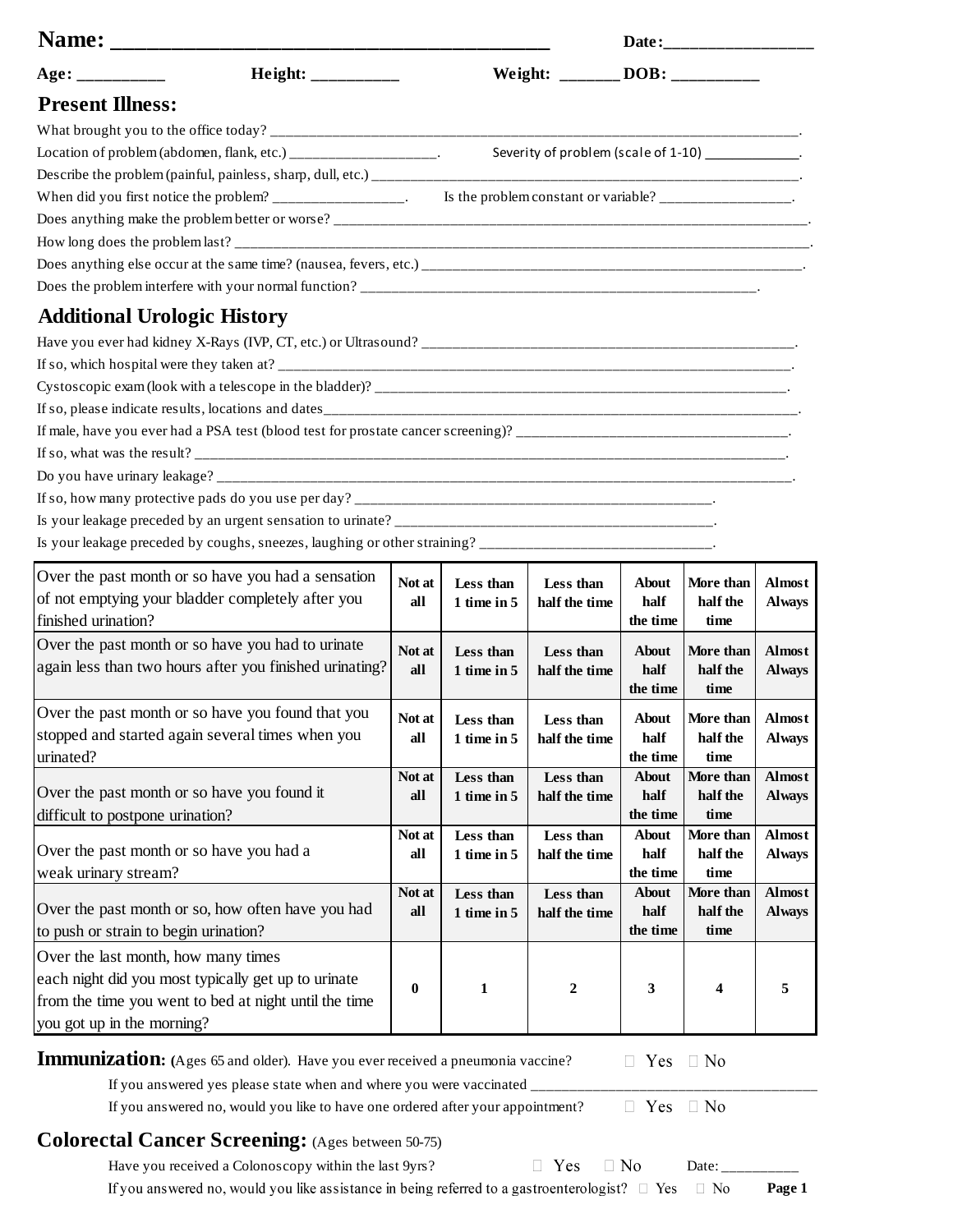**Name: ___________________________________________** **Date:_________________**

**Age: __________** **Height: __________** **Weight: _______ DOB: __________**

## Present Illness:

What brought you to the office today? ______________________________________________________________________________.

Location of problem (abdomen, flank, etc.) ____________________. Severity of problem (scale of 1-10) _____________.

Describe the problem (painful, painless, sharp, dull, etc.) ___________________________________________________________.

When did you first notice the problem? __________________. Is the problem constant or variable? __________________.

Does anything make the problem better or worse? _________________________________________________________________.

How long does the problem last? __________________________________________________________________________________.

Does anything else occur at the same time? (nausea, fevers, etc.) ___________________________________________________.

Does the problem interfere with your normal function? ________________________________________________________.

## Additional Urologic History

Have you ever had kidney X-Rays (IVP, CT, etc.) or Ultrasound? ______________________________________________________.

If so, which hospital were they taken at? _________________________________________________________________________.

Cystoscopic exam (look with a telescope in the bladder)? ___________________________________________________________.

If so, please indicate results, locations and dates__________________________________________________________________.

If male, have you ever had a PSA test (blood test for prostate cancer screening)? _______________________________________.

If so, what was the result? _____________________________________________________________________________________.

Do you have urinary leakage? ___________________________________________________________________________________.

If so, how many protective pads do you use per day? _________________________________________________.

Is your leakage preceded by an urgent sensation to urinate? ____________________________________________.

Is your leakage preceded by coughs, sneezes, laughing or other straining? _________________________________.

| | | | | | | |
|---|---|---|---|---|---|---|
| Over the past month or so have you had a sensation of not emptying your bladder completely after you finished urination? | **Not at all** | **Less than 1 time in 5** | **Less than half the time** | **About half the time** | **More than half the time** | **Almost Always** |
| Over the past month or so have you had to urinate again less than two hours after you finished urinating? | **Not at all** | **Less than 1 time in 5** | **Less than half the time** | **About half the time** | **More than half the time** | **Almost Always** |
| Over the past month or so have you found that you stopped and started again several times when you urinated? | **Not at all** | **Less than 1 time in 5** | **Less than half the time** | **About half the time** | **More than half the time** | **Almost Always** |
| Over the past month or so have you found it difficult to postpone urination? | **Not at all** | **Less than 1 time in 5** | **Less than half the time** | **About half the time** | **More than half the time** | **Almost Always** |
| Over the past month or so have you had a weak urinary stream? | **Not at all** | **Less than 1 time in 5** | **Less than half the time** | **About half the time** | **More than half the time** | **Almost Always** |
| Over the past month or so, how often have you had to push or strain to begin urination? | **Not at all** | **Less than 1 time in 5** | **Less than half the time** | **About half the time** | **More than half the time** | **Almost Always** |
| Over the last month, how many times each night did you most typically get up to urinate from the time you went to bed at night until the time you got up in the morning? | **0** | **1** | **2** | **3** | **4** | **5** |

**Immunization: (**Ages 65 and older). Have you ever received a pneumonia vaccine? ☐ Yes ☐ No

If you answered yes please state when and where you were vaccinated ______________________________________

If you answered no, would you like to have one ordered after your appointment? ☐ Yes ☐ No

**Colorectal Cancer Screening:** (Ages between 50-75)

Have you received a Colonoscopy within the last 9yrs? ☐ Yes ☐ No Date: __________

If you answered no, would you like assistance in being referred to a gastroenterologist? ☐ Yes ☐ No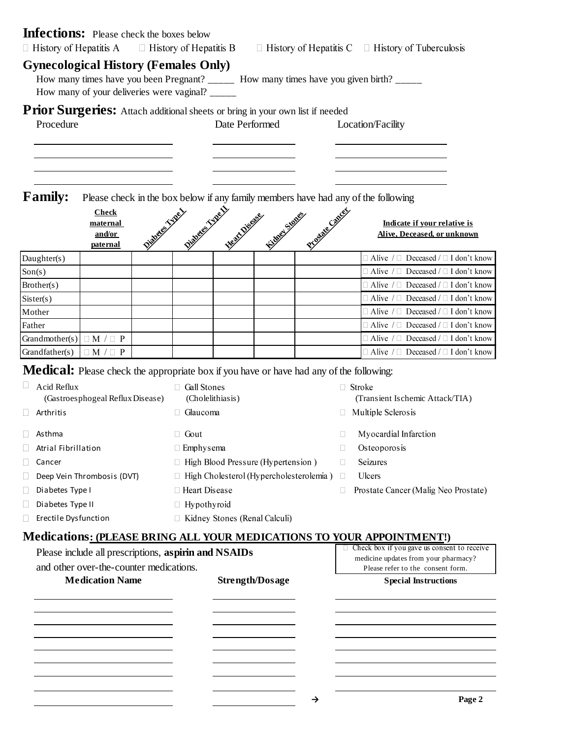## Infections: Please check the boxes below

☐ History of Hepatitis A ☐ History of Hepatitis B ☐ History of Hepatitis C ☐ History of Tuberculosis

## Gynecological History (Females Only)

How many times have you been Pregnant? _____ How many times have you given birth? _____

How many of your deliveries were vaginal? _____

## Prior Surgeries: Attach additional sheets or bring in your own list if needed

| Procedure | Date Performed | Location/Facility |
|---|---|---|
| | | |
| | | |
| | | |
| | | |

## Family: Please check in the box below if any family members have had any of the following

| | Check maternal and/or paternal | Diabetes Type I | Diabetes Type II | Heart Disease | Kidney Stones | Prostate Cancer | Indicate if your relative is Alive, Deceased, or unknown |
|---|---|---|---|---|---|---|---|
| Daughter(s) | | | | | | | ☐ Alive / ☐ Deceased / ☐ I don't know |
| Son(s) | | | | | | | ☐ Alive / ☐ Deceased / ☐ I don't know |
| Brother(s) | | | | | | | ☐ Alive / ☐ Deceased / ☐ I don't know |
| Sister(s) | | | | | | | ☐ Alive / ☐ Deceased / ☐ I don't know |
| Mother | | | | | | | ☐ Alive / ☐ Deceased / ☐ I don't know |
| Father | | | | | | | ☐ Alive / ☐ Deceased / ☐ I don't know |
| Grandmother(s) | ☐ M / ☐ P | | | | | | ☐ Alive / ☐ Deceased / ☐ I don't know |
| Grandfather(s) | ☐ M / ☐ P | | | | | | ☐ Alive / ☐ Deceased / ☐ I don't know |

## Medical: Please check the appropriate box if you have or have had any of the following:

- ☐ Acid Reflux (Gastroesphogeal Reflux Disease)
- ☐ Arthritis
- ☐ Asthma
- ☐ Atrial Fibrillation
- ☐ Cancer
- ☐ Deep Vein Thrombosis (DVT)
- ☐ Diabetes Type I
- ☐ Diabetes Type II
- ☐ Erectile Dysfunction
- ☐ Gall Stones (Cholelithiasis)
- ☐ Glaucoma
- ☐ Gout
- ☐ Emphysema
- ☐ High Blood Pressure (Hypertension )
- ☐ High Cholesterol (Hypercholesterolemia )
- ☐ Heart Disease
- ☐ Hypothyroid
- ☐ Kidney Stones (Renal Calculi)
- ☐ Stroke (Transient Ischemic Attack/TIA)
- ☐ Multiple Sclerosis
- ☐ Myocardial Infarction
- ☐ Osteoporosis
- ☐ Seizures
- ☐ Ulcers
- ☐ Prostate Cancer (Malig Neo Prostate)

## Medications: (PLEASE BRING ALL YOUR MEDICATIONS TO YOUR APPOINTMENT!)

Please include all prescriptions, **aspirin and NSAIDs** and other over-the-counter medications.

☐ Check box if you gave us consent to receive medicine updates from your pharmacy? Please refer to the consent form.

| Medication Name | Strength/Dosage | Special Instructions |
|---|---|---|
| | | |
| | | |
| | | |
| | | |
| | | |
| | | |
| | | |
| | | |

→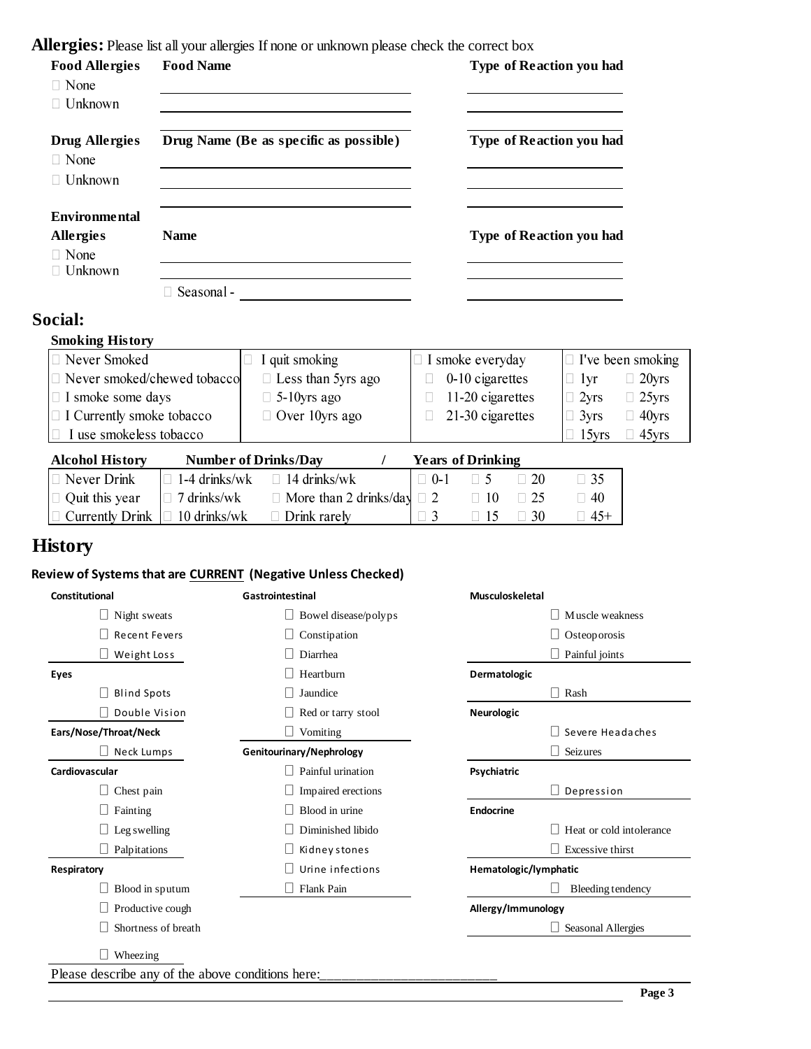**Allergies:** Please list all your allergies If none or unknown please check the correct box

| Food Allergies | Food Name | Type of Reaction you had |
|---|---|---|
| ☐ None | | |
| ☐ Unknown | | |

| Drug Allergies | Drug Name (Be as specific as possible) | Type of Reaction you had |
|---|---|---|
| ☐ None | | |
| ☐ Unknown | | |
| | | |

| Environmental Allergies | Name | Type of Reaction you had |
|---|---|---|
| ☐ None | | |
| ☐ Unknown | | |
| | ☐ Seasonal - | |

## Social:

**Smoking History**

| | | | |
|---|---|---|---|
| ☐ Never Smoked | ☐ I quit smoking | ☐ I smoke everyday | ☐ I've been smoking |
| ☐ Never smoked/chewed tobacco | ☐ Less than 5yrs ago | ☐ 0-10 cigarettes | ☐ 1yr ☐ 20yrs |
| ☐ I smoke some days | ☐ 5-10yrs ago | ☐ 11-20 cigarettes | ☐ 2yrs ☐ 25yrs |
| ☐ I Currently smoke tobacco | ☐ Over 10yrs ago | ☐ 21-30 cigarettes | ☐ 3yrs ☐ 40yrs |
| ☐ I use smokeless tobacco | | | ☐ 15yrs ☐ 45yrs |

| Alcohol History | Number of Drinks/Day | / | Years of Drinking | | | |
|---|---|---|---|---|---|---|
| ☐ Never Drink | ☐ 1-4 drinks/wk | ☐ 14 drinks/wk | ☐ 0-1 | ☐ 5 | ☐ 20 | ☐ 35 |
| ☐ Quit this year | ☐ 7 drinks/wk | ☐ More than 2 drinks/day | ☐ 2 | ☐ 10 | ☐ 25 | ☐ 40 |
| ☐ Currently Drink | ☐ 10 drinks/wk | ☐ Drink rarely | ☐ 3 | ☐ 15 | ☐ 30 | ☐ 45+ |

## History

**Review of Systems that are CURRENT (Negative Unless Checked)**

**Constitutional**
- ☐ Night sweats
- ☐ Recent Fevers
- ☐ Weight Loss

**Eyes**
- ☐ Blind Spots
- ☐ Double Vision

**Ears/Nose/Throat/Neck**
- ☐ Neck Lumps

**Cardiovascular**
- ☐ Chest pain
- ☐ Fainting
- ☐ Leg swelling
- ☐ Palpitations

**Respiratory**
- ☐ Blood in sputum
- ☐ Productive cough
- ☐ Shortness of breath
- ☐ Wheezing

**Gastrointestinal**
- ☐ Bowel disease/polyps
- ☐ Constipation
- ☐ Diarrhea
- ☐ Heartburn
- ☐ Jaundice
- ☐ Red or tarry stool
- ☐ Vomiting

**Genitourinary/Nephrology**
- ☐ Painful urination
- ☐ Impaired erections
- ☐ Blood in urine
- ☐ Diminished libido
- ☐ Kidney stones
- ☐ Urine infections
- ☐ Flank Pain

**Musculoskeletal**
- ☐ Muscle weakness
- ☐ Osteoporosis
- ☐ Painful joints

**Dermatologic**
- ☐ Rash

**Neurologic**
- ☐ Severe Headaches
- ☐ Seizures

**Psychiatric**
- ☐ Depression

**Endocrine**
- ☐ Heat or cold intolerance
- ☐ Excessive thirst

**Hematologic/lymphatic**
- ☐ Bleeding tendency

**Allergy/Immunology**
- ☐ Seasonal Allergies

Please describe any of the above conditions here:________________________